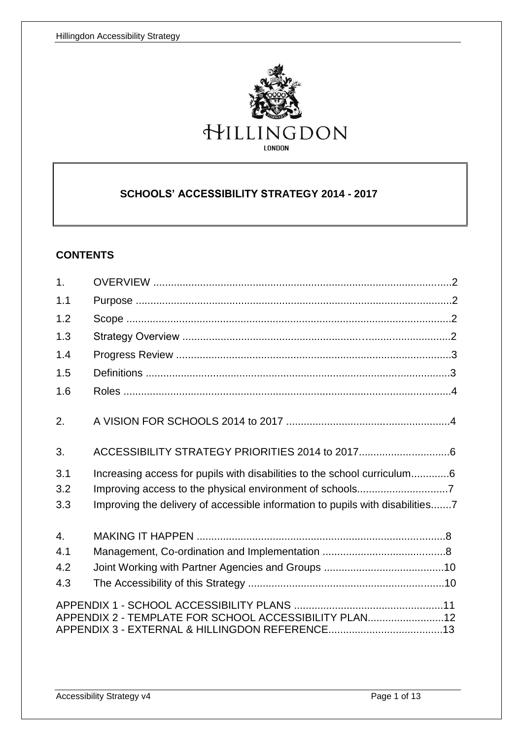HILLINGDON

LONDON

# SCHOOLS' ACCESSIBILITY STRATEGY 2014 - 2017

## CONTENTS

| | | |
|---|---|---|
| 1. | OVERVIEW | 2 |
| 1.1 | Purpose | 2 |
| 1.2 | Scope | 2 |
| 1.3 | Strategy Overview | 2 |
| 1.4 | Progress Review | 3 |
| 1.5 | Definitions | 3 |
| 1.6 | Roles | 4 |
| 2. | A VISION FOR SCHOOLS 2014 to 2017 | 4 |
| 3. | ACCESSIBILITY STRATEGY PRIORITIES 2014 to 2017 | 6 |
| 3.1 | Increasing access for pupils with disabilities to the school curriculum | 6 |
| 3.2 | Improving access to the physical environment of schools | 7 |
| 3.3 | Improving the delivery of accessible information to pupils with disabilities | 7 |
| 4. | MAKING IT HAPPEN | 8 |
| 4.1 | Management, Co-ordination and Implementation | 8 |
| 4.2 | Joint Working with Partner Agencies and Groups | 10 |
| 4.3 | The Accessibility of this Strategy | 10 |

APPENDIX 1 - SCHOOL ACCESSIBILITY PLANS .......... 11
APPENDIX 2 - TEMPLATE FOR SCHOOL ACCESSIBILITY PLAN .......... 12
APPENDIX 3 - EXTERNAL & HILLINGDON REFERENCE .......... 13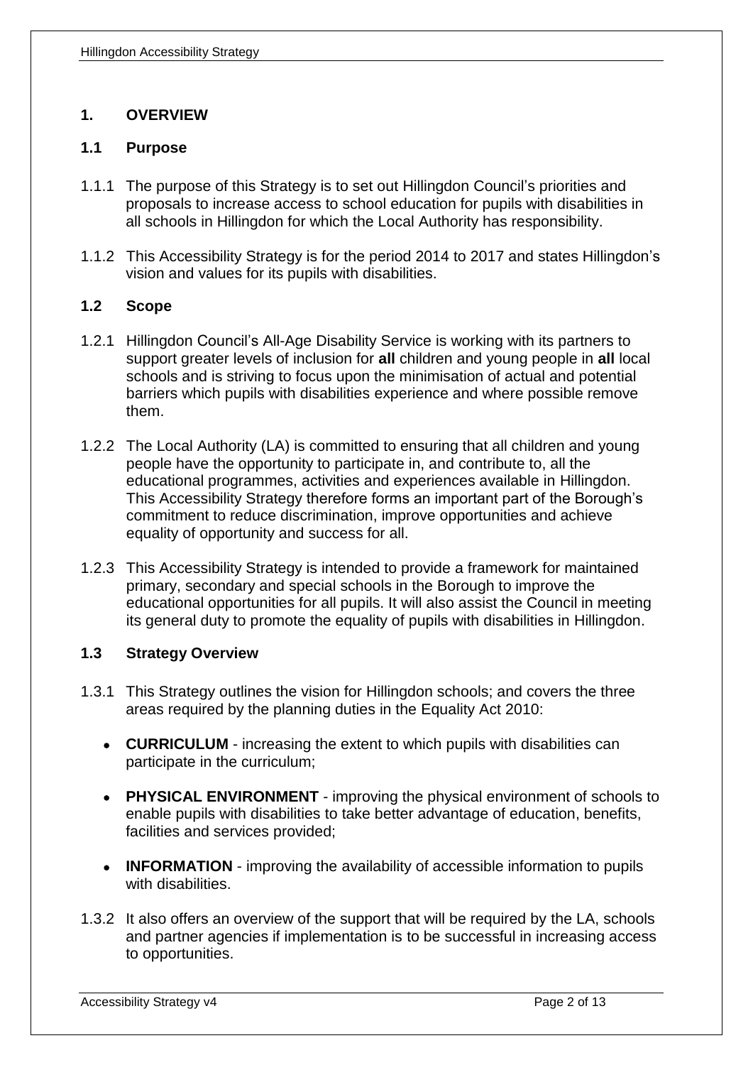## 1. OVERVIEW

### 1.1 Purpose

1.1.1 The purpose of this Strategy is to set out Hillingdon Council's priorities and proposals to increase access to school education for pupils with disabilities in all schools in Hillingdon for which the Local Authority has responsibility.

1.1.2 This Accessibility Strategy is for the period 2014 to 2017 and states Hillingdon's vision and values for its pupils with disabilities.

### 1.2 Scope

1.2.1 Hillingdon Council's All-Age Disability Service is working with its partners to support greater levels of inclusion for **all** children and young people in **all** local schools and is striving to focus upon the minimisation of actual and potential barriers which pupils with disabilities experience and where possible remove them.

1.2.2 The Local Authority (LA) is committed to ensuring that all children and young people have the opportunity to participate in, and contribute to, all the educational programmes, activities and experiences available in Hillingdon. This Accessibility Strategy therefore forms an important part of the Borough's commitment to reduce discrimination, improve opportunities and achieve equality of opportunity and success for all.

1.2.3 This Accessibility Strategy is intended to provide a framework for maintained primary, secondary and special schools in the Borough to improve the educational opportunities for all pupils. It will also assist the Council in meeting its general duty to promote the equality of pupils with disabilities in Hillingdon.

### 1.3 Strategy Overview

1.3.1 This Strategy outlines the vision for Hillingdon schools; and covers the three areas required by the planning duties in the Equality Act 2010:

- **CURRICULUM** - increasing the extent to which pupils with disabilities can participate in the curriculum;
- **PHYSICAL ENVIRONMENT** - improving the physical environment of schools to enable pupils with disabilities to take better advantage of education, benefits, facilities and services provided;
- **INFORMATION** - improving the availability of accessible information to pupils with disabilities.

1.3.2 It also offers an overview of the support that will be required by the LA, schools and partner agencies if implementation is to be successful in increasing access to opportunities.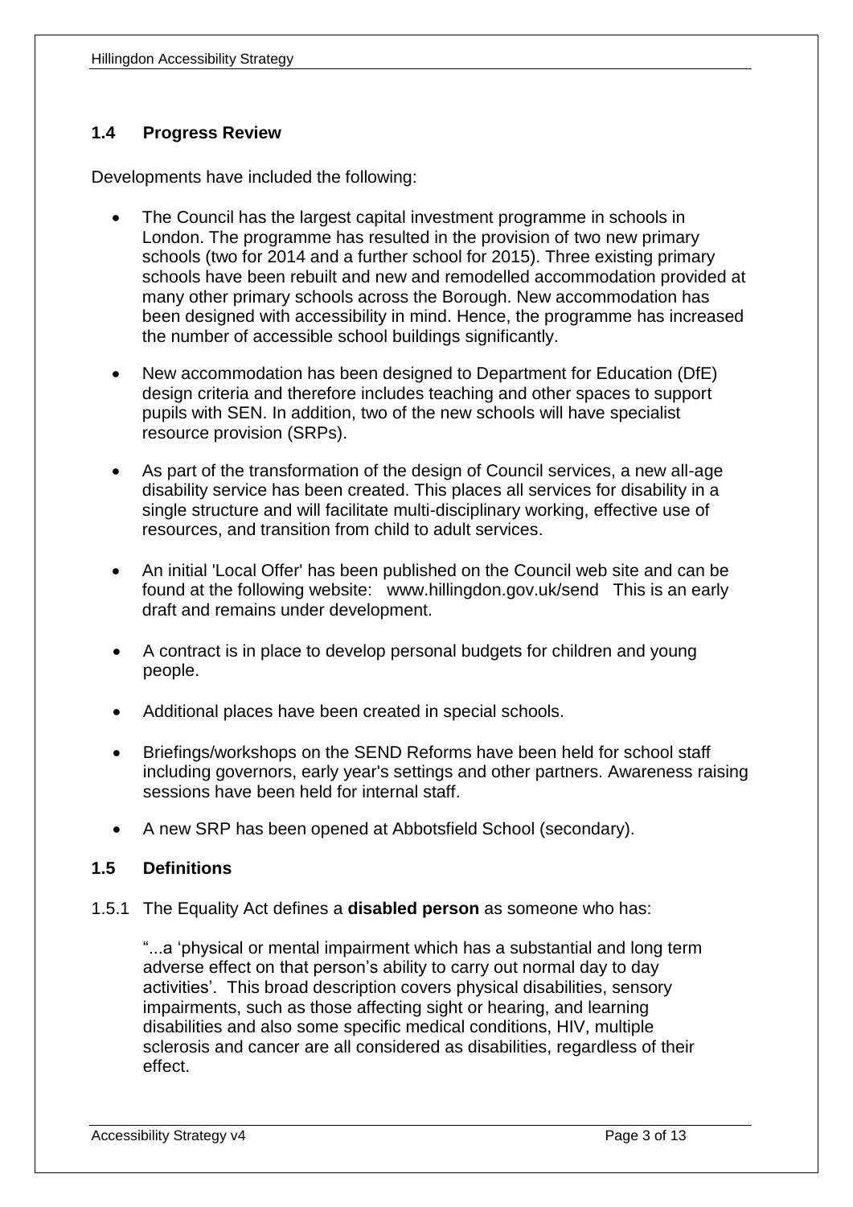## 1.4 Progress Review

Developments have included the following:

- The Council has the largest capital investment programme in schools in London. The programme has resulted in the provision of two new primary schools (two for 2014 and a further school for 2015). Three existing primary schools have been rebuilt and new and remodelled accommodation provided at many other primary schools across the Borough. New accommodation has been designed with accessibility in mind. Hence, the programme has increased the number of accessible school buildings significantly.

- New accommodation has been designed to Department for Education (DfE) design criteria and therefore includes teaching and other spaces to support pupils with SEN. In addition, two of the new schools will have specialist resource provision (SRPs).

- As part of the transformation of the design of Council services, a new all-age disability service has been created. This places all services for disability in a single structure and will facilitate multi-disciplinary working, effective use of resources, and transition from child to adult services.

- An initial 'Local Offer' has been published on the Council web site and can be found at the following website: www.hillingdon.gov.uk/send This is an early draft and remains under development.

- A contract is in place to develop personal budgets for children and young people.

- Additional places have been created in special schools.

- Briefings/workshops on the SEND Reforms have been held for school staff including governors, early year's settings and other partners. Awareness raising sessions have been held for internal staff.

- A new SRP has been opened at Abbotsfield School (secondary).

## 1.5 Definitions

1.5.1 The Equality Act defines a **disabled person** as someone who has:

"...a 'physical or mental impairment which has a substantial and long term adverse effect on that person's ability to carry out normal day to day activities'. This broad description covers physical disabilities, sensory impairments, such as those affecting sight or hearing, and learning disabilities and also some specific medical conditions, HIV, multiple sclerosis and cancer are all considered as disabilities, regardless of their effect.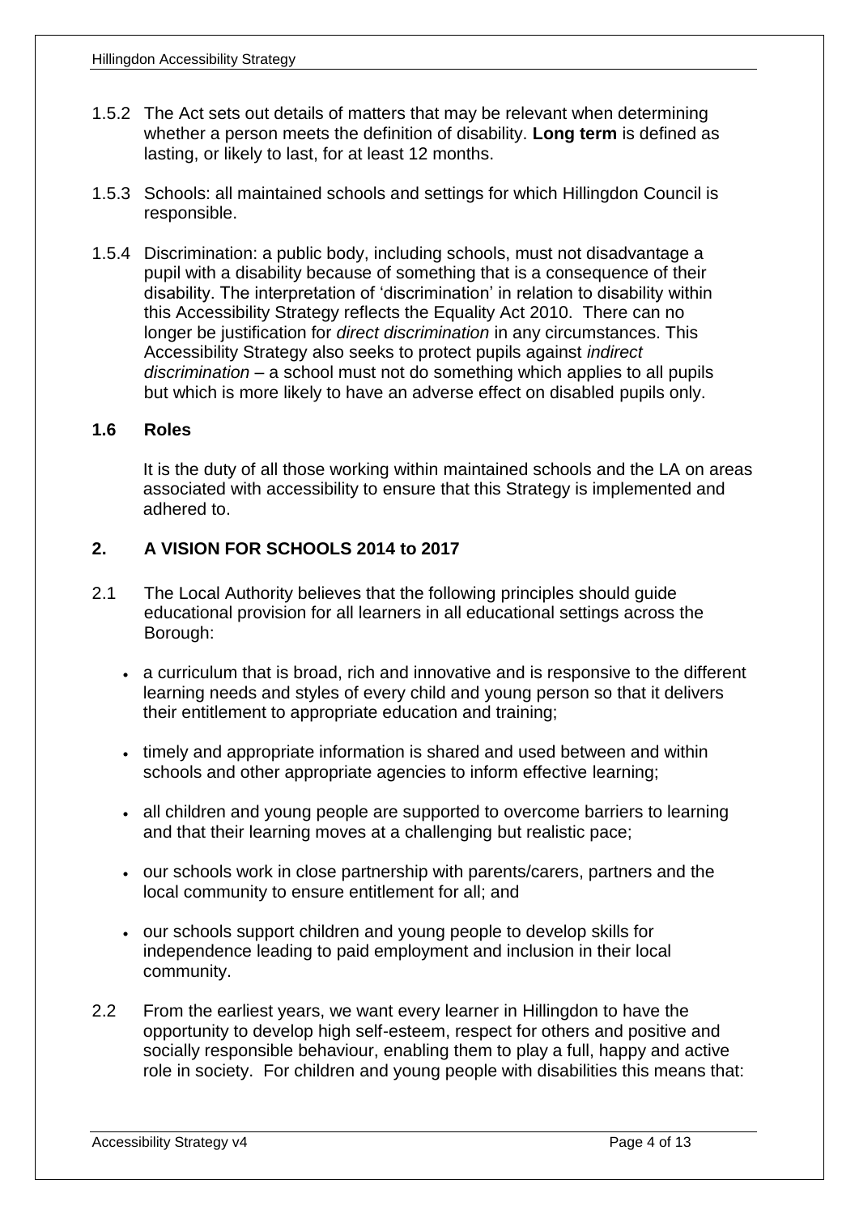1.5.2 The Act sets out details of matters that may be relevant when determining whether a person meets the definition of disability. **Long term** is defined as lasting, or likely to last, for at least 12 months.

1.5.3 Schools: all maintained schools and settings for which Hillingdon Council is responsible.

1.5.4 Discrimination: a public body, including schools, must not disadvantage a pupil with a disability because of something that is a consequence of their disability. The interpretation of 'discrimination' in relation to disability within this Accessibility Strategy reflects the Equality Act 2010. There can no longer be justification for *direct discrimination* in any circumstances. This Accessibility Strategy also seeks to protect pupils against *indirect discrimination* – a school must not do something which applies to all pupils but which is more likely to have an adverse effect on disabled pupils only.

### 1.6 Roles

It is the duty of all those working within maintained schools and the LA on areas associated with accessibility to ensure that this Strategy is implemented and adhered to.

## 2. A VISION FOR SCHOOLS 2014 to 2017

2.1 The Local Authority believes that the following principles should guide educational provision for all learners in all educational settings across the Borough:

- a curriculum that is broad, rich and innovative and is responsive to the different learning needs and styles of every child and young person so that it delivers their entitlement to appropriate education and training;
- timely and appropriate information is shared and used between and within schools and other appropriate agencies to inform effective learning;
- all children and young people are supported to overcome barriers to learning and that their learning moves at a challenging but realistic pace;
- our schools work in close partnership with parents/carers, partners and the local community to ensure entitlement for all; and
- our schools support children and young people to develop skills for independence leading to paid employment and inclusion in their local community.

2.2 From the earliest years, we want every learner in Hillingdon to have the opportunity to develop high self-esteem, respect for others and positive and socially responsible behaviour, enabling them to play a full, happy and active role in society. For children and young people with disabilities this means that: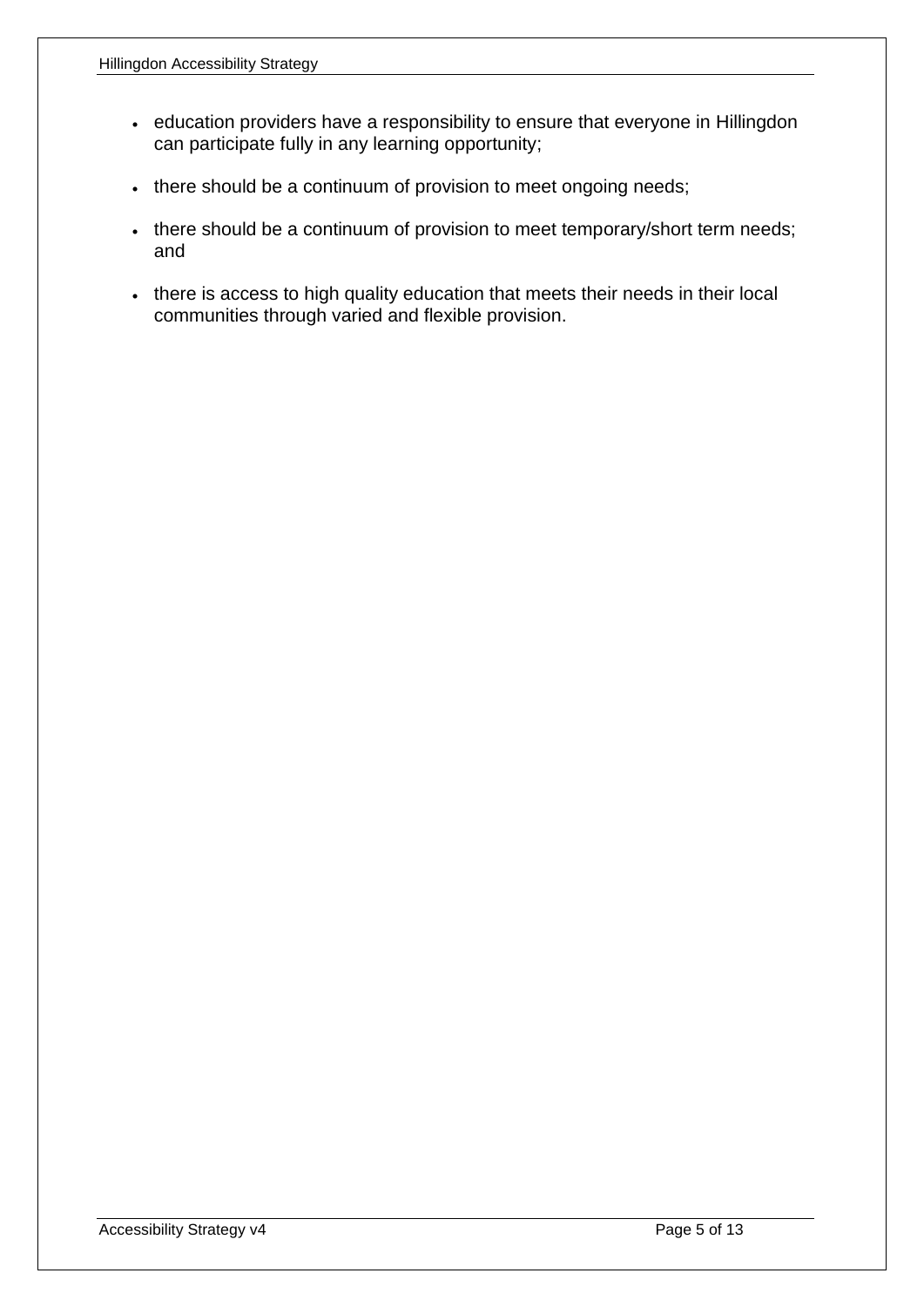- education providers have a responsibility to ensure that everyone in Hillingdon can participate fully in any learning opportunity;
- there should be a continuum of provision to meet ongoing needs;
- there should be a continuum of provision to meet temporary/short term needs; and
- there is access to high quality education that meets their needs in their local communities through varied and flexible provision.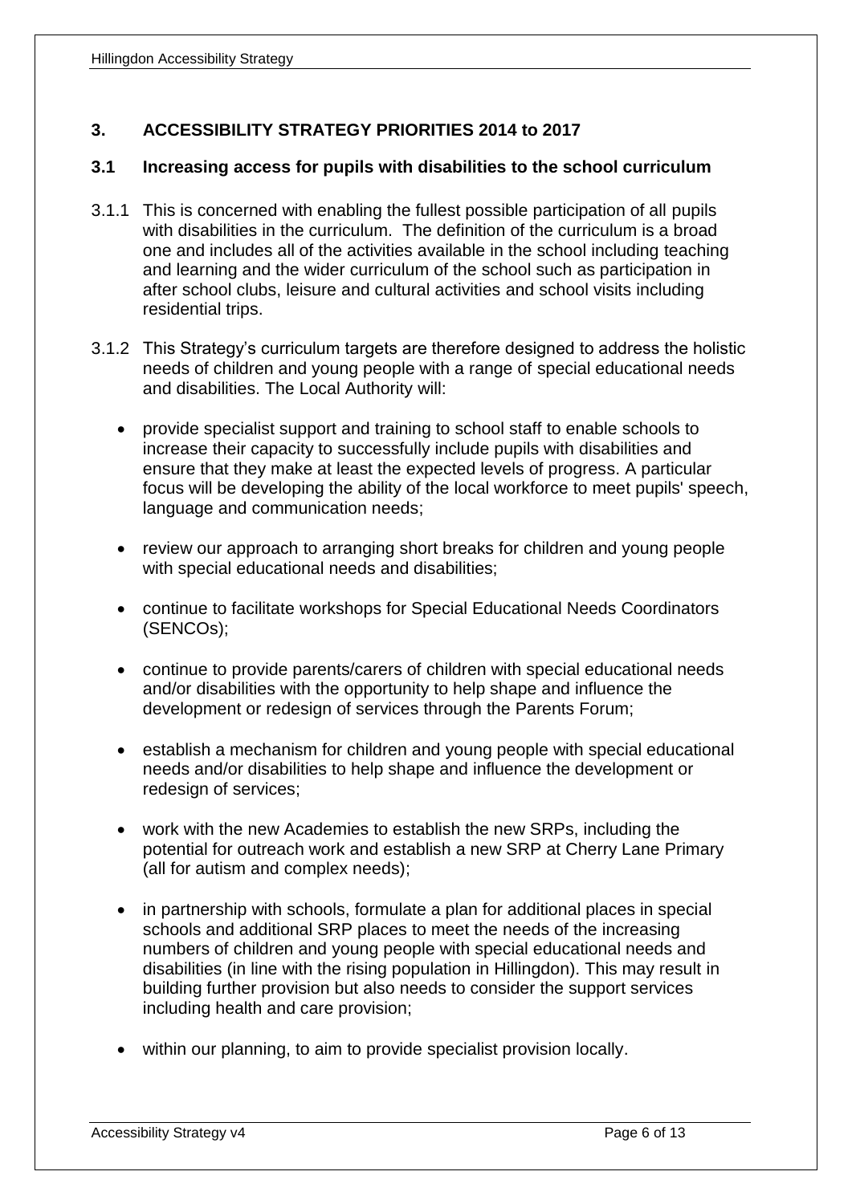## 3. ACCESSIBILITY STRATEGY PRIORITIES 2014 to 2017

### 3.1 Increasing access for pupils with disabilities to the school curriculum

3.1.1 This is concerned with enabling the fullest possible participation of all pupils with disabilities in the curriculum. The definition of the curriculum is a broad one and includes all of the activities available in the school including teaching and learning and the wider curriculum of the school such as participation in after school clubs, leisure and cultural activities and school visits including residential trips.

3.1.2 This Strategy's curriculum targets are therefore designed to address the holistic needs of children and young people with a range of special educational needs and disabilities. The Local Authority will:

- provide specialist support and training to school staff to enable schools to increase their capacity to successfully include pupils with disabilities and ensure that they make at least the expected levels of progress. A particular focus will be developing the ability of the local workforce to meet pupils' speech, language and communication needs;
- review our approach to arranging short breaks for children and young people with special educational needs and disabilities;
- continue to facilitate workshops for Special Educational Needs Coordinators (SENCOs);
- continue to provide parents/carers of children with special educational needs and/or disabilities with the opportunity to help shape and influence the development or redesign of services through the Parents Forum;
- establish a mechanism for children and young people with special educational needs and/or disabilities to help shape and influence the development or redesign of services;
- work with the new Academies to establish the new SRPs, including the potential for outreach work and establish a new SRP at Cherry Lane Primary (all for autism and complex needs);
- in partnership with schools, formulate a plan for additional places in special schools and additional SRP places to meet the needs of the increasing numbers of children and young people with special educational needs and disabilities (in line with the rising population in Hillingdon). This may result in building further provision but also needs to consider the support services including health and care provision;
- within our planning, to aim to provide specialist provision locally.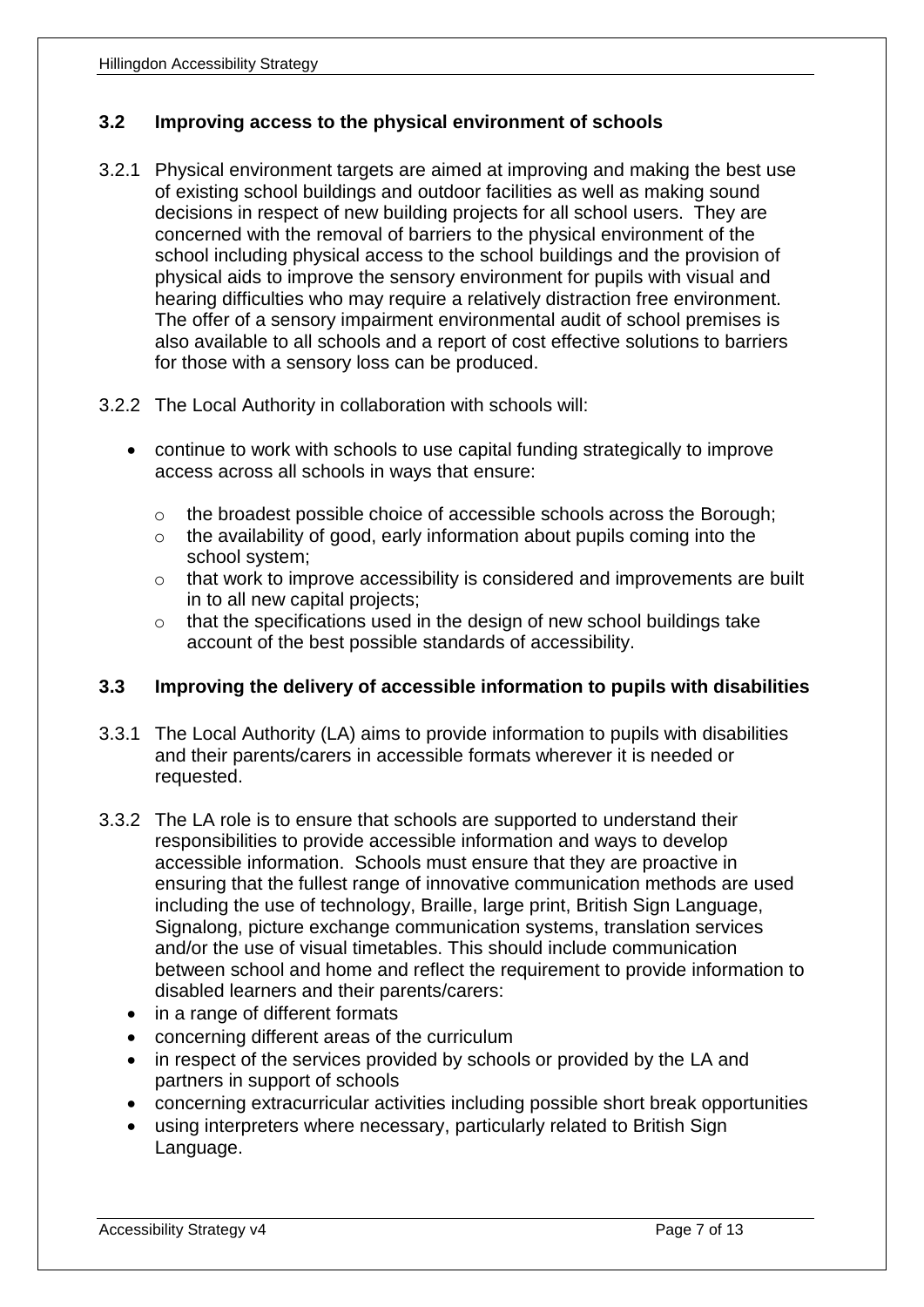### 3.2 Improving access to the physical environment of schools

3.2.1 Physical environment targets are aimed at improving and making the best use of existing school buildings and outdoor facilities as well as making sound decisions in respect of new building projects for all school users. They are concerned with the removal of barriers to the physical environment of the school including physical access to the school buildings and the provision of physical aids to improve the sensory environment for pupils with visual and hearing difficulties who may require a relatively distraction free environment. The offer of a sensory impairment environmental audit of school premises is also available to all schools and a report of cost effective solutions to barriers for those with a sensory loss can be produced.

3.2.2 The Local Authority in collaboration with schools will:

- continue to work with schools to use capital funding strategically to improve access across all schools in ways that ensure:
  - the broadest possible choice of accessible schools across the Borough;
  - the availability of good, early information about pupils coming into the school system;
  - that work to improve accessibility is considered and improvements are built in to all new capital projects;
  - that the specifications used in the design of new school buildings take account of the best possible standards of accessibility.

### 3.3 Improving the delivery of accessible information to pupils with disabilities

3.3.1 The Local Authority (LA) aims to provide information to pupils with disabilities and their parents/carers in accessible formats wherever it is needed or requested.

3.3.2 The LA role is to ensure that schools are supported to understand their responsibilities to provide accessible information and ways to develop accessible information. Schools must ensure that they are proactive in ensuring that the fullest range of innovative communication methods are used including the use of technology, Braille, large print, British Sign Language, Signalong, picture exchange communication systems, translation services and/or the use of visual timetables. This should include communication between school and home and reflect the requirement to provide information to disabled learners and their parents/carers:

- in a range of different formats
- concerning different areas of the curriculum
- in respect of the services provided by schools or provided by the LA and partners in support of schools
- concerning extracurricular activities including possible short break opportunities
- using interpreters where necessary, particularly related to British Sign Language.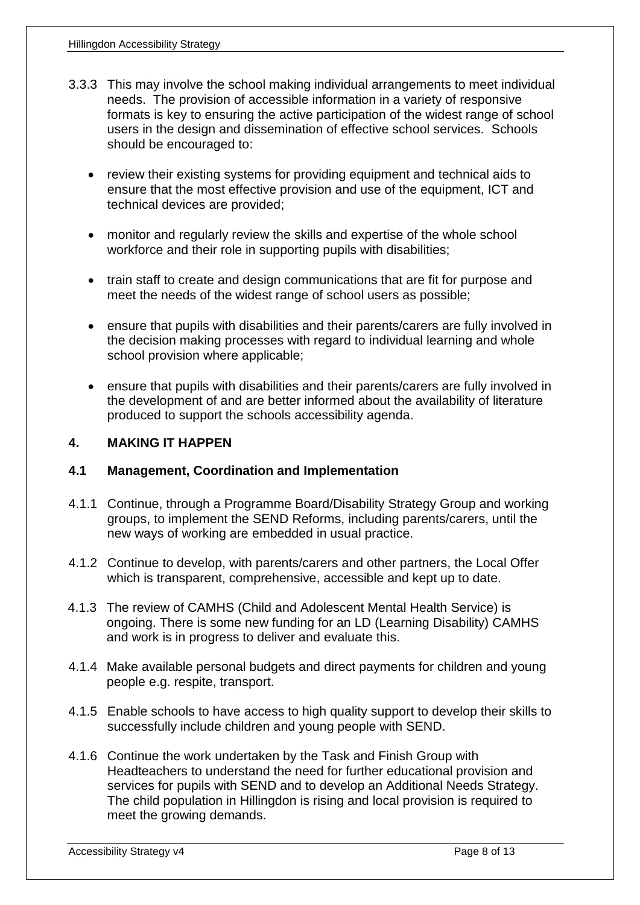3.3.3 This may involve the school making individual arrangements to meet individual needs. The provision of accessible information in a variety of responsive formats is key to ensuring the active participation of the widest range of school users in the design and dissemination of effective school services. Schools should be encouraged to:

- review their existing systems for providing equipment and technical aids to ensure that the most effective provision and use of the equipment, ICT and technical devices are provided;
- monitor and regularly review the skills and expertise of the whole school workforce and their role in supporting pupils with disabilities;
- train staff to create and design communications that are fit for purpose and meet the needs of the widest range of school users as possible;
- ensure that pupils with disabilities and their parents/carers are fully involved in the decision making processes with regard to individual learning and whole school provision where applicable;
- ensure that pupils with disabilities and their parents/carers are fully involved in the development of and are better informed about the availability of literature produced to support the schools accessibility agenda.

## 4. MAKING IT HAPPEN

### 4.1 Management, Coordination and Implementation

4.1.1 Continue, through a Programme Board/Disability Strategy Group and working groups, to implement the SEND Reforms, including parents/carers, until the new ways of working are embedded in usual practice.

4.1.2 Continue to develop, with parents/carers and other partners, the Local Offer which is transparent, comprehensive, accessible and kept up to date.

4.1.3 The review of CAMHS (Child and Adolescent Mental Health Service) is ongoing. There is some new funding for an LD (Learning Disability) CAMHS and work is in progress to deliver and evaluate this.

4.1.4 Make available personal budgets and direct payments for children and young people e.g. respite, transport.

4.1.5 Enable schools to have access to high quality support to develop their skills to successfully include children and young people with SEND.

4.1.6 Continue the work undertaken by the Task and Finish Group with Headteachers to understand the need for further educational provision and services for pupils with SEND and to develop an Additional Needs Strategy. The child population in Hillingdon is rising and local provision is required to meet the growing demands.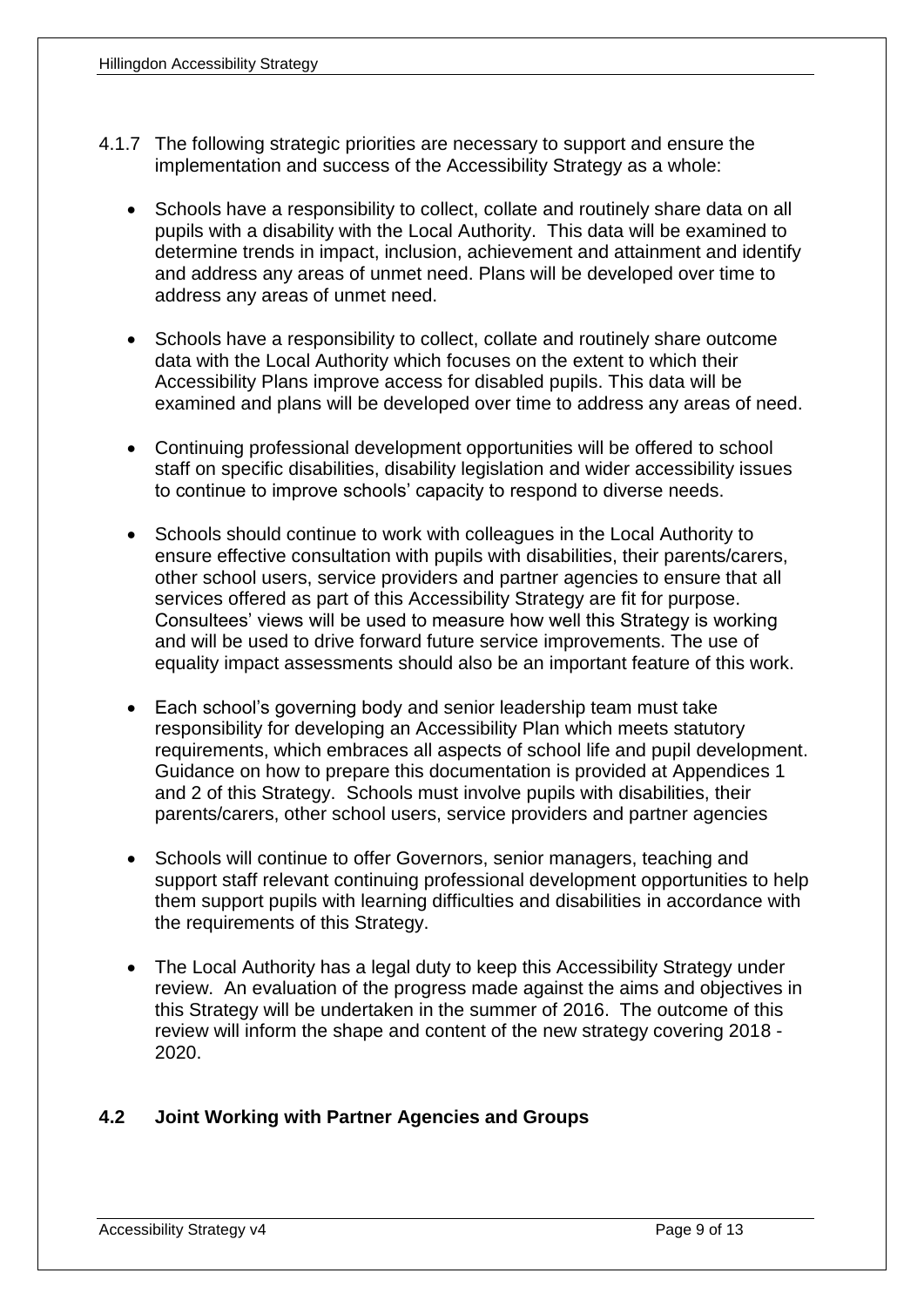4.1.7 The following strategic priorities are necessary to support and ensure the implementation and success of the Accessibility Strategy as a whole:

- Schools have a responsibility to collect, collate and routinely share data on all pupils with a disability with the Local Authority. This data will be examined to determine trends in impact, inclusion, achievement and attainment and identify and address any areas of unmet need. Plans will be developed over time to address any areas of unmet need.

- Schools have a responsibility to collect, collate and routinely share outcome data with the Local Authority which focuses on the extent to which their Accessibility Plans improve access for disabled pupils. This data will be examined and plans will be developed over time to address any areas of need.

- Continuing professional development opportunities will be offered to school staff on specific disabilities, disability legislation and wider accessibility issues to continue to improve schools' capacity to respond to diverse needs.

- Schools should continue to work with colleagues in the Local Authority to ensure effective consultation with pupils with disabilities, their parents/carers, other school users, service providers and partner agencies to ensure that all services offered as part of this Accessibility Strategy are fit for purpose. Consultees' views will be used to measure how well this Strategy is working and will be used to drive forward future service improvements. The use of equality impact assessments should also be an important feature of this work.

- Each school's governing body and senior leadership team must take responsibility for developing an Accessibility Plan which meets statutory requirements, which embraces all aspects of school life and pupil development. Guidance on how to prepare this documentation is provided at Appendices 1 and 2 of this Strategy. Schools must involve pupils with disabilities, their parents/carers, other school users, service providers and partner agencies

- Schools will continue to offer Governors, senior managers, teaching and support staff relevant continuing professional development opportunities to help them support pupils with learning difficulties and disabilities in accordance with the requirements of this Strategy.

- The Local Authority has a legal duty to keep this Accessibility Strategy under review. An evaluation of the progress made against the aims and objectives in this Strategy will be undertaken in the summer of 2016. The outcome of this review will inform the shape and content of the new strategy covering 2018 - 2020.

## 4.2 Joint Working with Partner Agencies and Groups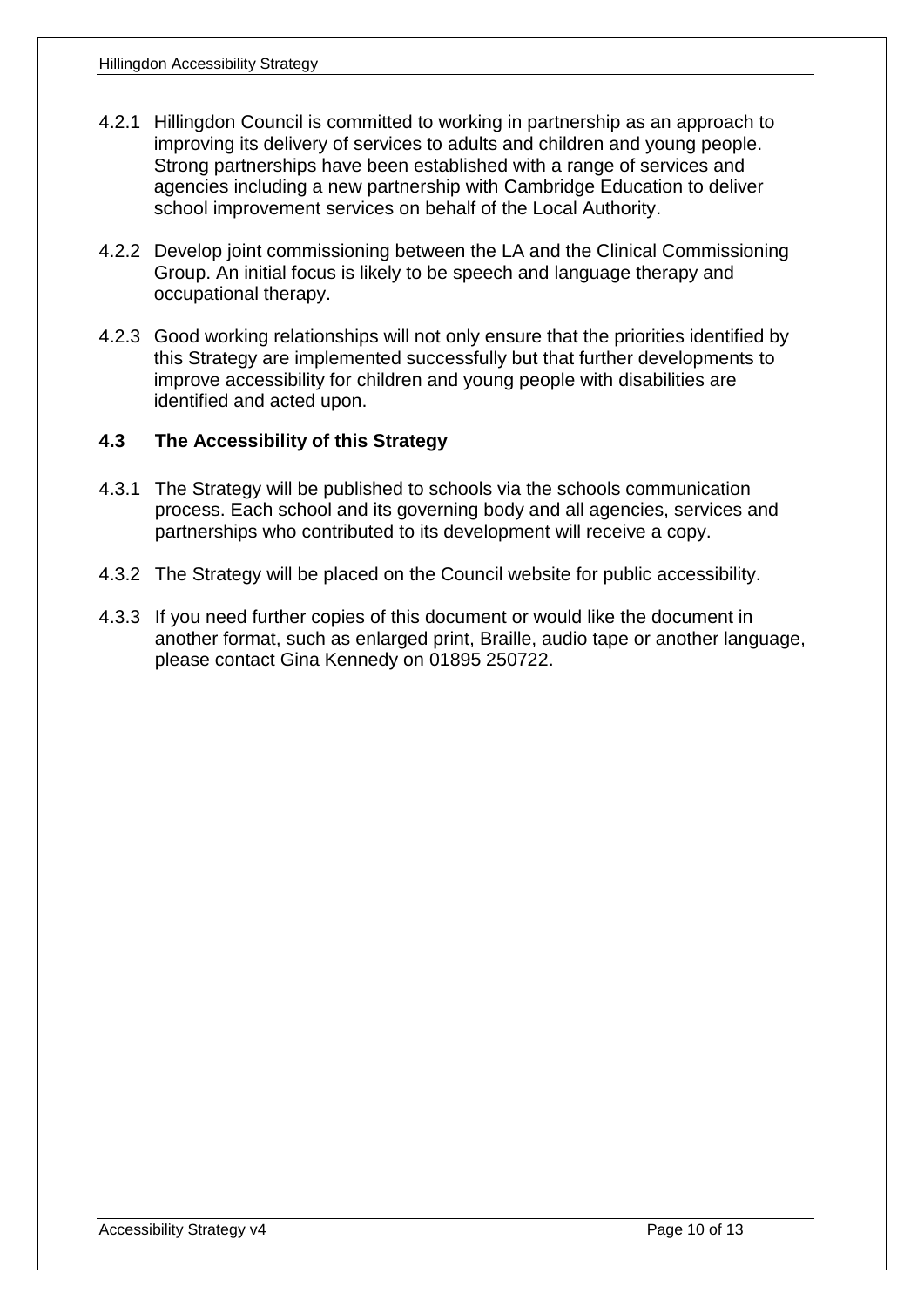4.2.1 Hillingdon Council is committed to working in partnership as an approach to improving its delivery of services to adults and children and young people. Strong partnerships have been established with a range of services and agencies including a new partnership with Cambridge Education to deliver school improvement services on behalf of the Local Authority.

4.2.2 Develop joint commissioning between the LA and the Clinical Commissioning Group. An initial focus is likely to be speech and language therapy and occupational therapy.

4.2.3 Good working relationships will not only ensure that the priorities identified by this Strategy are implemented successfully but that further developments to improve accessibility for children and young people with disabilities are identified and acted upon.

## 4.3 The Accessibility of this Strategy

4.3.1 The Strategy will be published to schools via the schools communication process. Each school and its governing body and all agencies, services and partnerships who contributed to its development will receive a copy.

4.3.2 The Strategy will be placed on the Council website for public accessibility.

4.3.3 If you need further copies of this document or would like the document in another format, such as enlarged print, Braille, audio tape or another language, please contact Gina Kennedy on 01895 250722.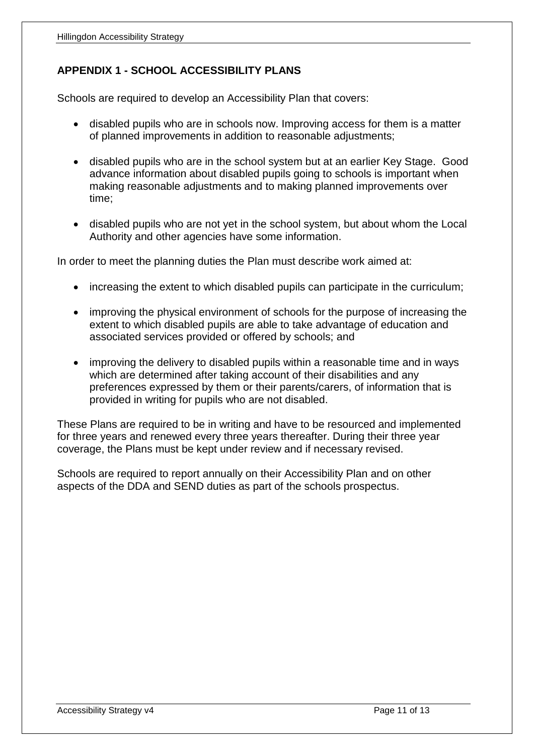## APPENDIX 1 - SCHOOL ACCESSIBILITY PLANS

Schools are required to develop an Accessibility Plan that covers:

- disabled pupils who are in schools now. Improving access for them is a matter of planned improvements in addition to reasonable adjustments;
- disabled pupils who are in the school system but at an earlier Key Stage. Good advance information about disabled pupils going to schools is important when making reasonable adjustments and to making planned improvements over time;
- disabled pupils who are not yet in the school system, but about whom the Local Authority and other agencies have some information.

In order to meet the planning duties the Plan must describe work aimed at:

- increasing the extent to which disabled pupils can participate in the curriculum;
- improving the physical environment of schools for the purpose of increasing the extent to which disabled pupils are able to take advantage of education and associated services provided or offered by schools; and
- improving the delivery to disabled pupils within a reasonable time and in ways which are determined after taking account of their disabilities and any preferences expressed by them or their parents/carers, of information that is provided in writing for pupils who are not disabled.

These Plans are required to be in writing and have to be resourced and implemented for three years and renewed every three years thereafter. During their three year coverage, the Plans must be kept under review and if necessary revised.

Schools are required to report annually on their Accessibility Plan and on other aspects of the DDA and SEND duties as part of the schools prospectus.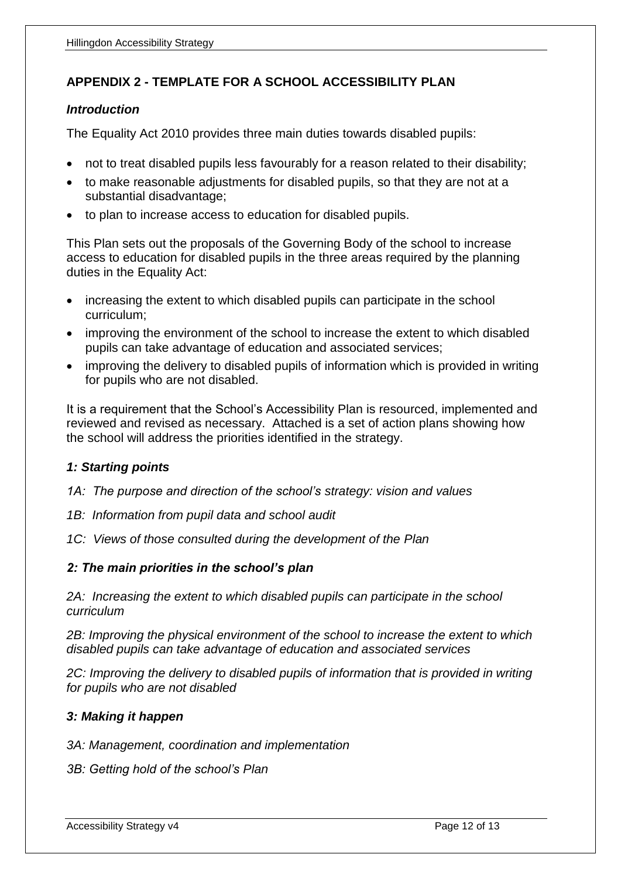## APPENDIX 2 - TEMPLATE FOR A SCHOOL ACCESSIBILITY PLAN

### *Introduction*

The Equality Act 2010 provides three main duties towards disabled pupils:

- not to treat disabled pupils less favourably for a reason related to their disability;
- to make reasonable adjustments for disabled pupils, so that they are not at a substantial disadvantage;
- to plan to increase access to education for disabled pupils.

This Plan sets out the proposals of the Governing Body of the school to increase access to education for disabled pupils in the three areas required by the planning duties in the Equality Act:

- increasing the extent to which disabled pupils can participate in the school curriculum;
- improving the environment of the school to increase the extent to which disabled pupils can take advantage of education and associated services;
- improving the delivery to disabled pupils of information which is provided in writing for pupils who are not disabled.

It is a requirement that the School's Accessibility Plan is resourced, implemented and reviewed and revised as necessary. Attached is a set of action plans showing how the school will address the priorities identified in the strategy.

### *1: Starting points*

*1A: The purpose and direction of the school's strategy: vision and values*

*1B: Information from pupil data and school audit*

*1C: Views of those consulted during the development of the Plan*

### *2: The main priorities in the school's plan*

*2A: Increasing the extent to which disabled pupils can participate in the school curriculum*

*2B: Improving the physical environment of the school to increase the extent to which disabled pupils can take advantage of education and associated services*

*2C: Improving the delivery to disabled pupils of information that is provided in writing for pupils who are not disabled*

### *3: Making it happen*

*3A: Management, coordination and implementation*

*3B: Getting hold of the school's Plan*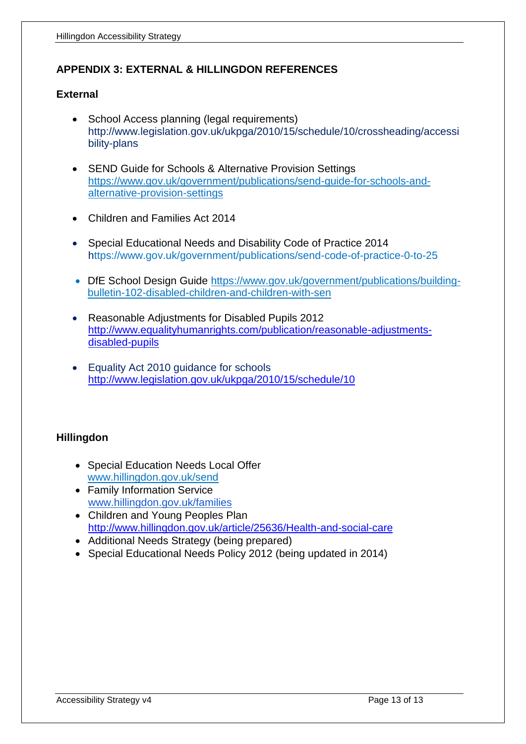## APPENDIX 3: EXTERNAL & HILLINGDON REFERENCES

### External

- School Access planning (legal requirements)
  http://www.legislation.gov.uk/ukpga/2010/15/schedule/10/crossheading/accessibility-plans

- SEND Guide for Schools & Alternative Provision Settings
  https://www.gov.uk/government/publications/send-guide-for-schools-and-alternative-provision-settings

- Children and Families Act 2014

- Special Educational Needs and Disability Code of Practice 2014
  https://www.gov.uk/government/publications/send-code-of-practice-0-to-25

- DfE School Design Guide https://www.gov.uk/government/publications/building-bulletin-102-disabled-children-and-children-with-sen

- Reasonable Adjustments for Disabled Pupils 2012
  http://www.equalityhumanrights.com/publication/reasonable-adjustments-disabled-pupils

- Equality Act 2010 guidance for schools
  http://www.legislation.gov.uk/ukpga/2010/15/schedule/10

### Hillingdon

- Special Education Needs Local Offer
  www.hillingdon.gov.uk/send
- Family Information Service
  www.hillingdon.gov.uk/families
- Children and Young Peoples Plan
  http://www.hillingdon.gov.uk/article/25636/Health-and-social-care
- Additional Needs Strategy (being prepared)
- Special Educational Needs Policy 2012 (being updated in 2014)